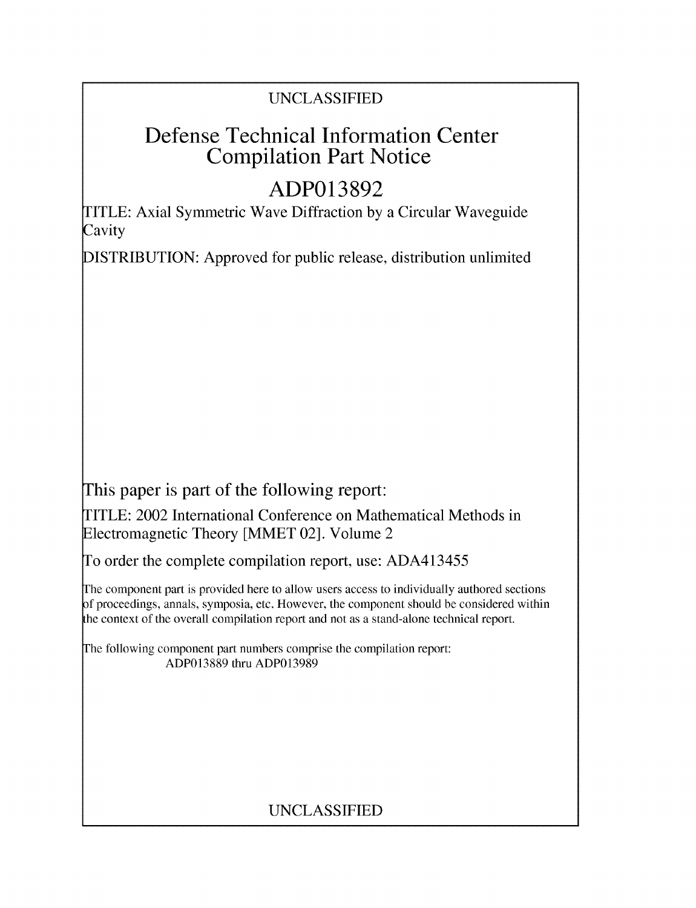UNCLASSIFIED

# Defense Technical Information Center Compilation Part Notice

## ADP013892

TITLE: Axial Symmetric Wave Diffraction by a Circular Waveguide Cavity

DISTRIBUTION: Approved for public release, distribution unlimited

This paper is part of the following report:

TITLE: 2002 International Conference on Mathematical Methods in Electromagnetic Theory [MMET 02]. Volume 2

To order the complete compilation report, use: ADA413455

The component part is provided here to allow users access to individually authored sections of proceedings, annals, symposia, etc. However, the component should be considered within the context of the overall compilation report and not as a stand-alone technical report.

The following component part numbers comprise the compilation report:
ADP013889 thru ADP013989

UNCLASSIFIED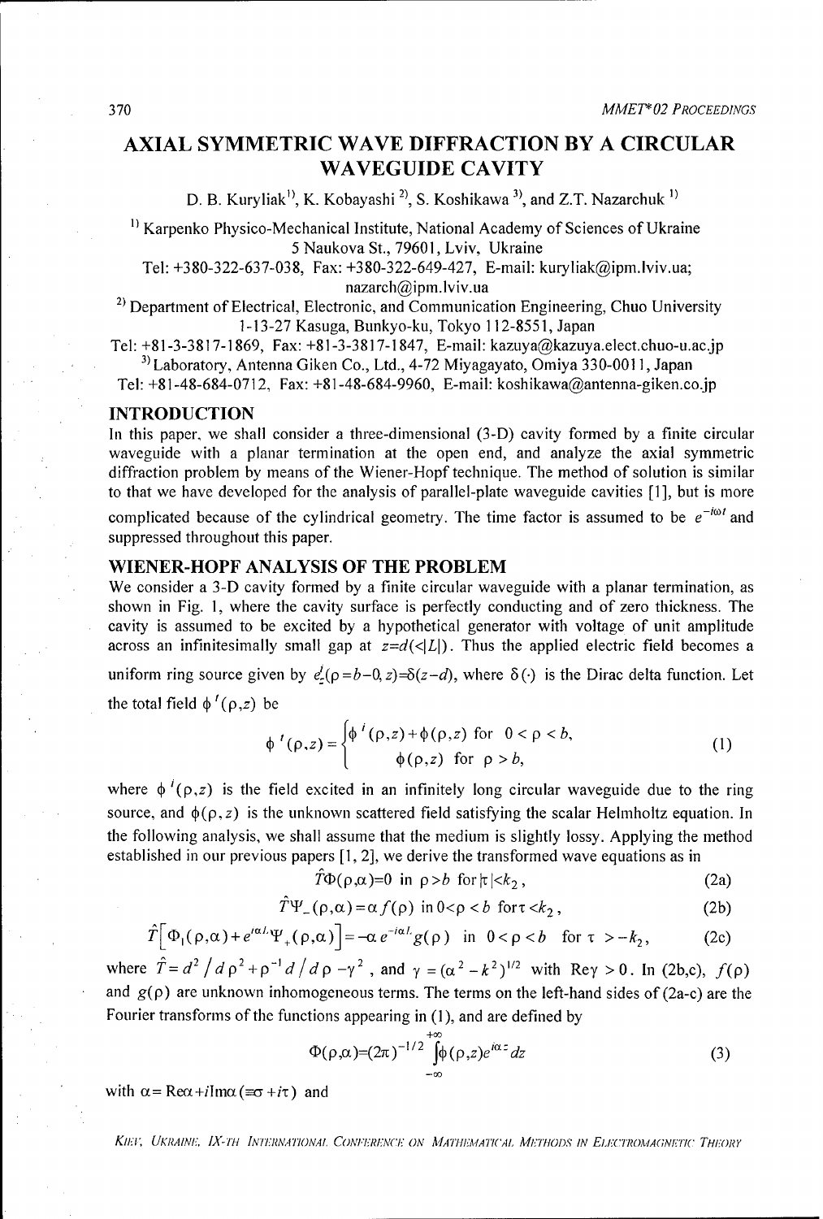# AXIAL SYMMETRIC WAVE DIFFRACTION BY A CIRCULAR WAVEGUIDE CAVITY

D. B. Kuryliak[1], K. Kobayashi [2], S. Koshikawa [3], and Z.T. Nazarchuk [1]

[1] Karpenko Physico-Mechanical Institute, National Academy of Sciences of Ukraine
5 Naukova St., 79601, Lviv, Ukraine
Tel: +380-322-637-038, Fax: +380-322-649-427, E-mail: kuryliak@ipm.lviv.ua; nazarch@ipm.lviv.ua

[2] Department of Electrical, Electronic, and Communication Engineering, Chuo University
1-13-27 Kasuga, Bunkyo-ku, Tokyo 112-8551, Japan
Tel: +81-3-3817-1869, Fax: +81-3-3817-1847, E-mail: kazuya@kazuya.elect.chuo-u.ac.jp

[3] Laboratory, Antenna Giken Co., Ltd., 4-72 Miyagayato, Omiya 330-0011, Japan
Tel: +81-48-684-0712, Fax: +81-48-684-9960, E-mail: koshikawa@antenna-giken.co.jp

## INTRODUCTION

In this paper, we shall consider a three-dimensional (3-D) cavity formed by a finite circular waveguide with a planar termination at the open end, and analyze the axial symmetric diffraction problem by means of the Wiener-Hopf technique. The method of solution is similar to that we have developed for the analysis of parallel-plate waveguide cavities [1], but is more complicated because of the cylindrical geometry. The time factor is assumed to be $e^{-i\omega t}$ and suppressed throughout this paper.

## WIENER-HOPF ANALYSIS OF THE PROBLEM

We consider a 3-D cavity formed by a finite circular waveguide with a planar termination, as shown in Fig. 1, where the cavity surface is perfectly conducting and of zero thickness. The cavity is assumed to be excited by a hypothetical generator with voltage of unit amplitude across an infinitesimally small gap at $z=d(<|L|)$. Thus the applied electric field becomes a uniform ring source given by $e_z^i(\rho=b-0,z)=\delta(z-d)$, where $\delta(\cdot)$ is the Dirac delta function. Let the total field $\phi^t(\rho,z)$ be

$$\phi^t(\rho,z)=\begin{cases}\phi^i(\rho,z)+\phi(\rho,z) & \text{for } \ 0<\rho<b,\\ \phi(\rho,z) & \text{for } \ \rho>b,\end{cases} \tag{1}$$

where $\phi^i(\rho,z)$ is the field excited in an infinitely long circular waveguide due to the ring source, and $\phi(\rho,z)$ is the unknown scattered field satisfying the scalar Helmholtz equation. In the following analysis, we shall assume that the medium is slightly lossy. Applying the method established in our previous papers [1, 2], we derive the transformed wave equations as in

$$\hat{T}\Phi(\rho,\alpha)=0 \ \text{ in } \ \rho>b \ \text{ for } |\tau|<k_2, \tag{2a}$$

$$\hat{T}\Psi_-(\rho,\alpha)=\alpha f(\rho) \ \text{ in } 0<\rho<b \ \text{ for } \tau<k_2, \tag{2b}$$

$$\hat{T}\left[\Phi_1(\rho,\alpha)+e^{i\alpha L}\Psi_+(\rho,\alpha)\right]=-\alpha e^{-i\alpha L}g(\rho) \ \text{ in } \ 0<\rho<b \ \text{ for } \tau>-k_2, \tag{2c}$$

where $\hat{T}=d^2/d\rho^2+\rho^{-1}d/d\rho-\gamma^2$, and $\gamma=(\alpha^2-k^2)^{1/2}$ with $\text{Re}\gamma>0$. In (2b,c), $f(\rho)$ and $g(\rho)$ are unknown inhomogeneous terms. The terms on the left-hand sides of (2a-c) are the Fourier transforms of the functions appearing in (1), and are defined by

$$\Phi(\rho,\alpha)=(2\pi)^{-1/2}\int_{-\infty}^{+\infty}\phi(\rho,z)e^{i\alpha z}dz \tag{3}$$

with $\alpha=\text{Re}\alpha+i\text{Im}\alpha(\equiv\sigma+i\tau)$ and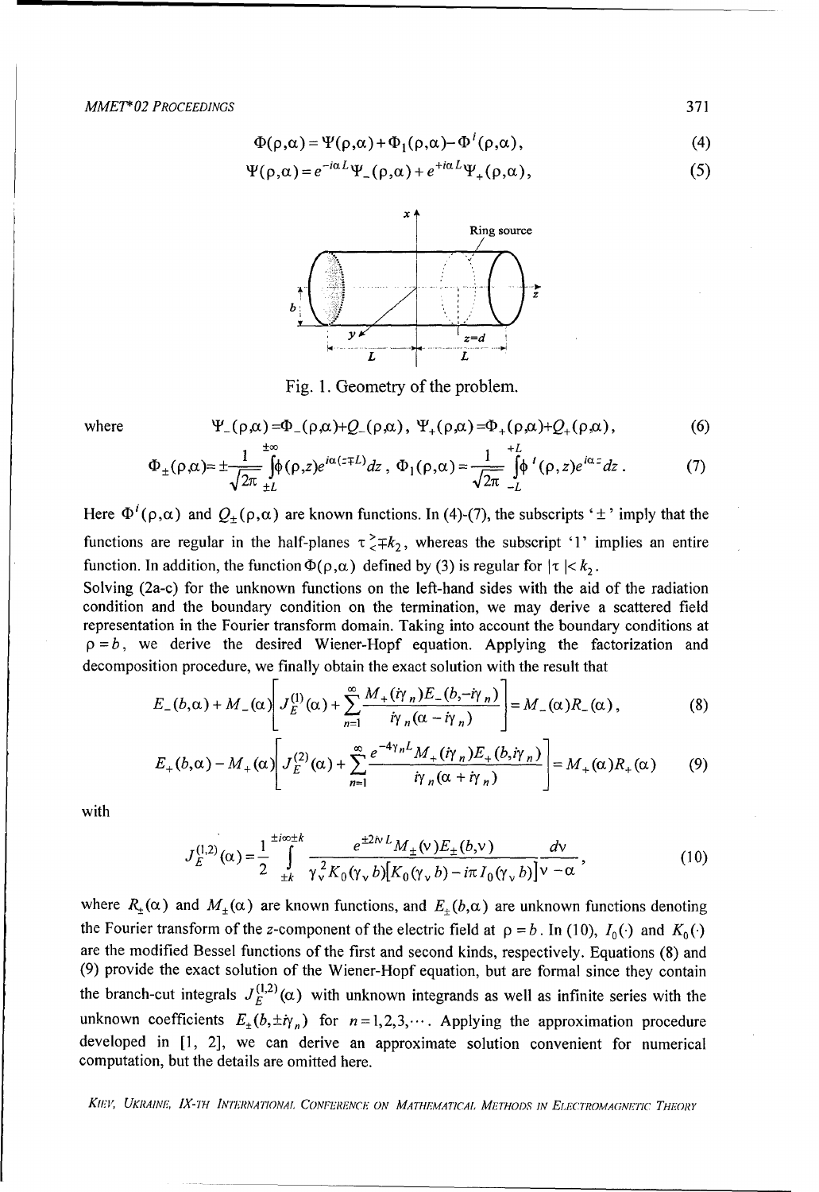$$\Phi(\rho,\alpha) = \Psi(\rho,\alpha) + \Phi_1(\rho,\alpha) - \Phi^i(\rho,\alpha), \tag{4}$$

$$\Psi(\rho,\alpha) = e^{-i\alpha L}\Psi_-(\rho,\alpha) + e^{+i\alpha L}\Psi_+(\rho,\alpha), \tag{5}$$

Fig. 1. Geometry of the problem.

where
$$\Psi_-(\rho,\alpha) = \Phi_-(\rho,\alpha) + Q_-(\rho,\alpha),\ \Psi_+(\rho,\alpha) = \Phi_+(\rho,\alpha) + Q_+(\rho,\alpha), \tag{6}$$

$$\Phi_\pm(\rho,\alpha) = \pm\frac{1}{\sqrt{2\pi}}\int_{\pm L}^{\pm\infty}\phi(\rho,z)e^{i\alpha(z\mp L)}dz,\ \Phi_1(\rho,\alpha) = \frac{1}{\sqrt{2\pi}}\int_{-L}^{+L}\phi^i(\rho,z)e^{i\alpha z}dz. \tag{7}$$

Here $\Phi^i(\rho,\alpha)$ and $Q_\pm(\rho,\alpha)$ are known functions. In (4)-(7), the subscripts '$\pm$' imply that the functions are regular in the half-planes $\tau \gtrless \mp k_2$, whereas the subscript '1' implies an entire function. In addition, the function $\Phi(\rho,\alpha)$ defined by (3) is regular for $|\tau| < k_2$.

Solving (2a-c) for the unknown functions on the left-hand sides with the aid of the radiation condition and the boundary condition on the termination, we may derive a scattered field representation in the Fourier transform domain. Taking into account the boundary conditions at $\rho = b$, we derive the desired Wiener-Hopf equation. Applying the factorization and decomposition procedure, we finally obtain the exact solution with the result that

$$E_-(b,\alpha) + M_-(\alpha)\left[J_E^{(1)}(\alpha) + \sum_{n=1}^{\infty}\frac{M_+(i\gamma_n)E_-(b,-i\gamma_n)}{i\gamma_n(\alpha - i\gamma_n)}\right] = M_-(\alpha)R_-(\alpha), \tag{8}$$

$$E_+(b,\alpha) - M_+(\alpha)\left[J_E^{(2)}(\alpha) + \sum_{n=1}^{\infty}\frac{e^{-4\gamma_n L}M_+(i\gamma_n)E_+(b,i\gamma_n)}{i\gamma_n(\alpha + i\gamma_n)}\right] = M_+(\alpha)R_+(\alpha) \tag{9}$$

with

$$J_E^{(1,2)}(\alpha) = \frac{1}{2}\int_{\pm k}^{\pm i\infty \pm k}\frac{e^{\pm 2i\nu L}M_\pm(\nu)E_\pm(b,\nu)}{\gamma_\nu^2 K_0(\gamma_\nu b)\left[K_0(\gamma_\nu b) - i\pi I_0(\gamma_\nu b)\right]}\frac{d\nu}{\nu - \alpha}, \tag{10}$$

where $R_\pm(\alpha)$ and $M_\pm(\alpha)$ are known functions, and $E_\pm(b,\alpha)$ are unknown functions denoting the Fourier transform of the $z$-component of the electric field at $\rho = b$. In (10), $I_0(\cdot)$ and $K_0(\cdot)$ are the modified Bessel functions of the first and second kinds, respectively. Equations (8) and (9) provide the exact solution of the Wiener-Hopf equation, but are formal since they contain the branch-cut integrals $J_E^{(1,2)}(\alpha)$ with unknown integrands as well as infinite series with the unknown coefficients $E_\pm(b,\pm i\gamma_n)$ for $n = 1,2,3,\cdots$. Applying the approximation procedure developed in [1, 2], we can derive an approximate solution convenient for numerical computation, but the details are omitted here.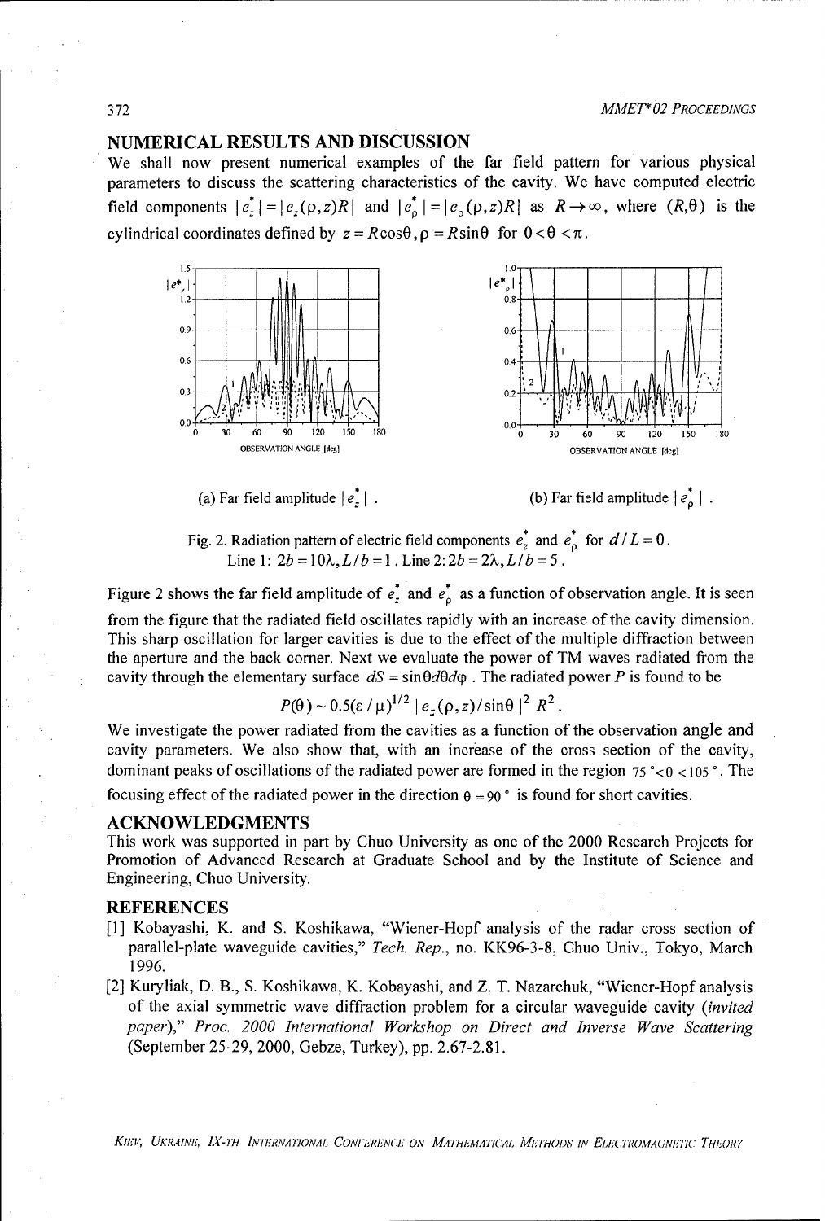## NUMERICAL RESULTS AND DISCUSSION

We shall now present numerical examples of the far field pattern for various physical parameters to discuss the scattering characteristics of the cavity. We have computed electric field components $|e_z^*| = |e_z(\rho,z)R|$ and $|e_\rho^*| = |e_\rho(\rho,z)R|$ as $R \to \infty$, where $(R,\theta)$ is the cylindrical coordinates defined by $z = R\cos\theta, \rho = R\sin\theta$ for $0 < \theta < \pi$.

$|e^*_z|$

1.5
1.2
0.9
0.6
0.3
0.0

0 30 60 90 120 150 180

OBSERVATION ANGLE [deg]

1
2

(a) Far field amplitude $|e_z^*|$ .

$|e^*_\rho|$

1.0
0.8
0.6
0.4
0.2
0.0

0 30 60 90 120 150 180

OBSERVATION ANGLE [deg]

1
2

(b) Far field amplitude $|e_\rho^*|$ .

Fig. 2. Radiation pattern of electric field components $e_z^*$ and $e_\rho^*$ for $d/L = 0$.
Line 1: $2b = 10\lambda, L/b = 1$. Line 2: $2b = 2\lambda, L/b = 5$.

Figure 2 shows the far field amplitude of $e_z^*$ and $e_\rho^*$ as a function of observation angle. It is seen from the figure that the radiated field oscillates rapidly with an increase of the cavity dimension. This sharp oscillation for larger cavities is due to the effect of the multiple diffraction between the aperture and the back corner. Next we evaluate the power of TM waves radiated from the cavity through the elementary surface $dS = \sin\theta d\theta d\varphi$ . The radiated power $P$ is found to be

$$P(\theta) \sim 0.5(\varepsilon/\mu)^{1/2} \,|\, e_z(\rho,z)/\sin\theta \,|^2 \, R^2 .$$

We investigate the power radiated from the cavities as a function of the observation angle and cavity parameters. We also show that, with an increase of the cross section of the cavity, dominant peaks of oscillations of the radiated power are formed in the region $75° < \theta < 105°$. The focusing effect of the radiated power in the direction $\theta = 90°$ is found for short cavities.

## ACKNOWLEDGMENTS

This work was supported in part by Chuo University as one of the 2000 Research Projects for Promotion of Advanced Research at Graduate School and by the Institute of Science and Engineering, Chuo University.

## REFERENCES

[1] Kobayashi, K. and S. Koshikawa, "Wiener-Hopf analysis of the radar cross section of parallel-plate waveguide cavities," *Tech. Rep.*, no. KK96-3-8, Chuo Univ., Tokyo, March 1996.

[2] Kuryliak, D. B., S. Koshikawa, K. Kobayashi, and Z. T. Nazarchuk, "Wiener-Hopf analysis of the axial symmetric wave diffraction problem for a circular waveguide cavity (*invited paper*)," *Proc. 2000 International Workshop on Direct and Inverse Wave Scattering* (September 25-29, 2000, Gebze, Turkey), pp. 2.67-2.81.